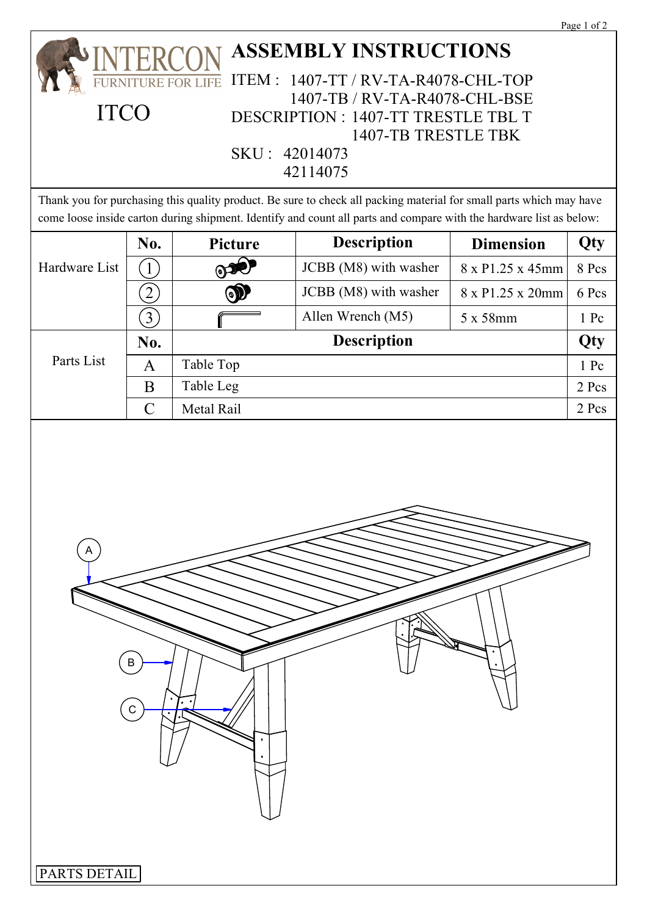INTERCON
FURNITURE FOR LIFE

ITCO

# ASSEMBLY INSTRUCTIONS

ITEM : 1407-TT / RV-TA-R4078-CHL-TOP
1407-TB / RV-TA-R4078-CHL-BSE

DESCRIPTION : 1407-TT TRESTLE TBL T
1407-TB TRESTLE TBK

SKU : 42014073
42114075

Thank you for purchasing this quality product. Be sure to check all packing material for small parts which may have come loose inside carton during shipment. Identify and count all parts and compare with the hardware list as below:

| | No. | Picture | Description | Dimension | Qty |
|---|---|---|---|---|---|
| Hardware List | 1 | | JCBB (M8) with washer | 8 x P1.25 x 45mm | 8 Pcs |
| | 2 | | JCBB (M8) with washer | 8 x P1.25 x 20mm | 6 Pcs |
| | 3 | | Allen Wrench (M5) | 5 x 58mm | 1 Pc |

| | No. | Description | Qty |
|---|---|---|---|
| Parts List | A | Table Top | 1 Pc |
| | B | Table Leg | 2 Pcs |
| | C | Metal Rail | 2 Pcs |

A

B

C

PARTS DETAIL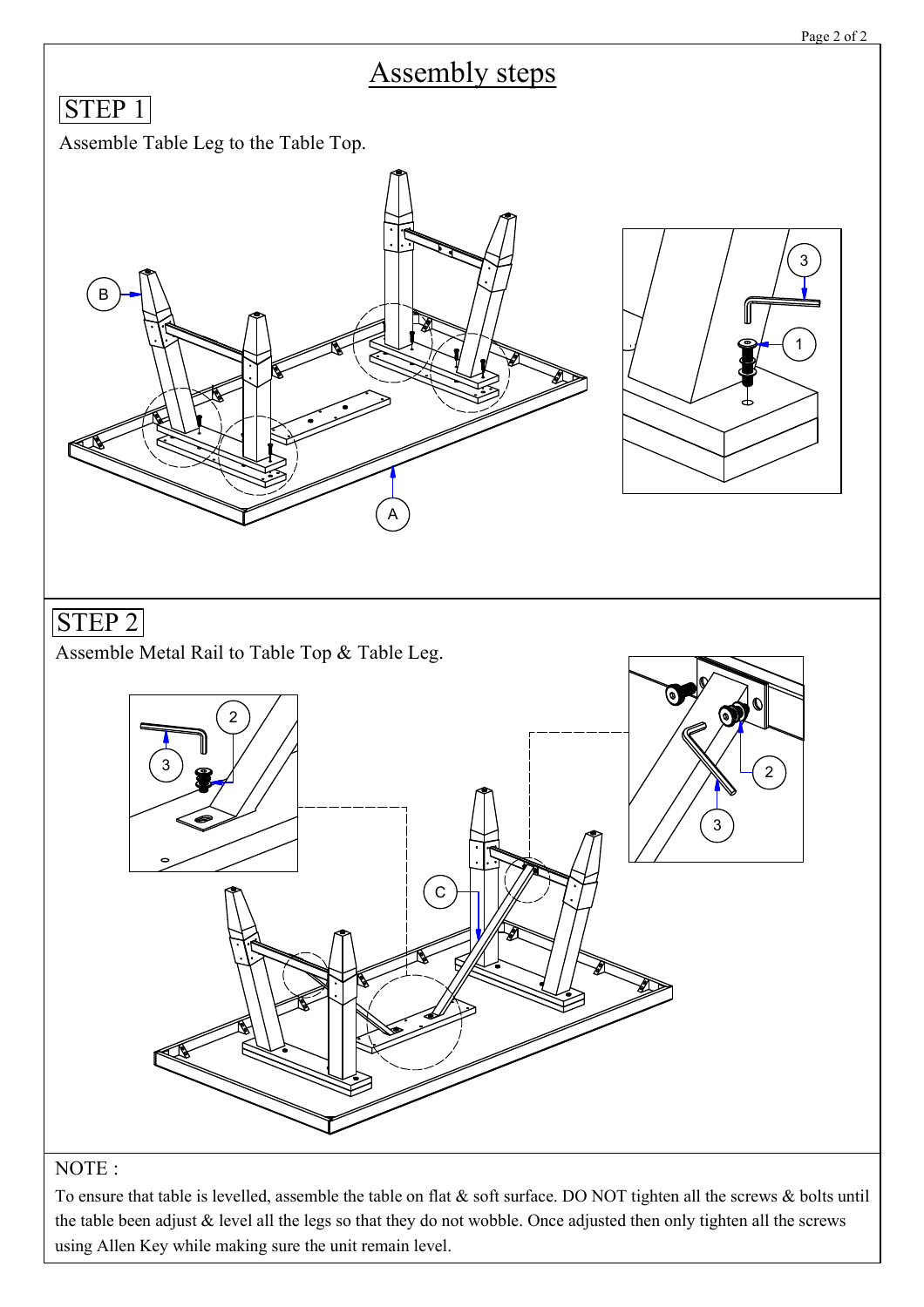# Assembly steps

## STEP 1

Assemble Table Leg to the Table Top.

B

A

3

1

## STEP 2

Assemble Metal Rail to Table Top & Table Leg.

2

3

C

2

3

NOTE :

To ensure that table is levelled, assemble the table on flat & soft surface. DO NOT tighten all the screws & bolts until the table been adjust & level all the legs so that they do not wobble. Once adjusted then only tighten all the screws using Allen Key while making sure the unit remain level.